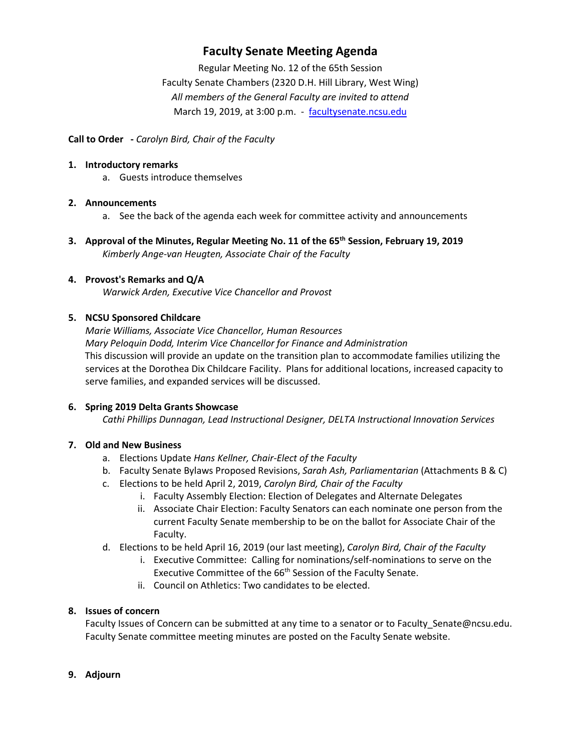# Faculty Senate Meeting Agenda

Regular Meeting No. 12 of the 65th Session
Faculty Senate Chambers (2320 D.H. Hill Library, West Wing)
*All members of the General Faculty are invited to attend*
March 19, 2019, at 3:00 p.m. - [facultysenate.ncsu.edu](facultysenate.ncsu.edu)

**Call to Order** - *Carolyn Bird, Chair of the Faculty*

1. **Introductory remarks**
   a. Guests introduce themselves

2. **Announcements**
   a. See the back of the agenda each week for committee activity and announcements

3. **Approval of the Minutes, Regular Meeting No. 11 of the 65th Session, February 19, 2019**
   *Kimberly Ange-van Heugten, Associate Chair of the Faculty*

4. **Provost's Remarks and Q/A**
   *Warwick Arden, Executive Vice Chancellor and Provost*

5. **NCSU Sponsored Childcare**
   *Marie Williams, Associate Vice Chancellor, Human Resources*
   *Mary Peloquin Dodd, Interim Vice Chancellor for Finance and Administration*
   This discussion will provide an update on the transition plan to accommodate families utilizing the services at the Dorothea Dix Childcare Facility. Plans for additional locations, increased capacity to serve families, and expanded services will be discussed.

6. **Spring 2019 Delta Grants Showcase**
   *Cathi Phillips Dunnagan, Lead Instructional Designer, DELTA Instructional Innovation Services*

7. **Old and New Business**
   a. Elections Update *Hans Kellner, Chair-Elect of the Faculty*
   b. Faculty Senate Bylaws Proposed Revisions, *Sarah Ash, Parliamentarian* (Attachments B & C)
   c. Elections to be held April 2, 2019, *Carolyn Bird, Chair of the Faculty*
      i. Faculty Assembly Election: Election of Delegates and Alternate Delegates
      ii. Associate Chair Election: Faculty Senators can each nominate one person from the current Faculty Senate membership to be on the ballot for Associate Chair of the Faculty.
   d. Elections to be held April 16, 2019 (our last meeting), *Carolyn Bird, Chair of the Faculty*
      i. Executive Committee: Calling for nominations/self-nominations to serve on the Executive Committee of the 66th Session of the Faculty Senate.
      ii. Council on Athletics: Two candidates to be elected.

8. **Issues of concern**
   Faculty Issues of Concern can be submitted at any time to a senator or to Faculty_Senate@ncsu.edu. Faculty Senate committee meeting minutes are posted on the Faculty Senate website.

9. **Adjourn**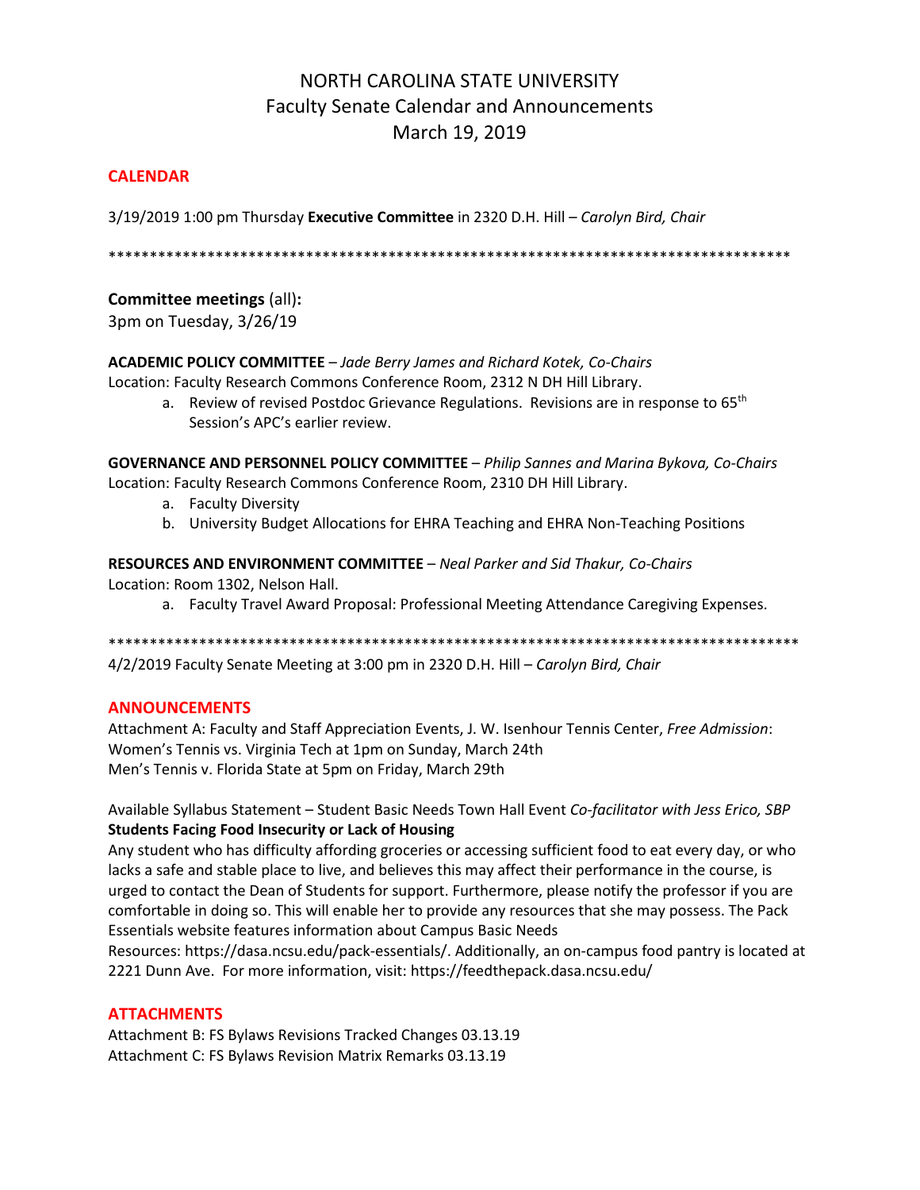# NORTH CAROLINA STATE UNIVERSITY
## Faculty Senate Calendar and Announcements
## March 19, 2019

### CALENDAR

3/19/2019 1:00 pm Thursday **Executive Committee** in 2320 D.H. Hill – *Carolyn Bird, Chair*

*************************************************************************************

**Committee meetings** (all)**:**
3pm on Tuesday, 3/26/19

**ACADEMIC POLICY COMMITTEE** – *Jade Berry James and Richard Kotek, Co-Chairs*
Location: Faculty Research Commons Conference Room, 2312 N DH Hill Library.

a. Review of revised Postdoc Grievance Regulations. Revisions are in response to 65th Session's APC's earlier review.

**GOVERNANCE AND PERSONNEL POLICY COMMITTEE** – *Philip Sannes and Marina Bykova, Co-Chairs*
Location: Faculty Research Commons Conference Room, 2310 DH Hill Library.

a. Faculty Diversity
b. University Budget Allocations for EHRA Teaching and EHRA Non-Teaching Positions

**RESOURCES AND ENVIRONMENT COMMITTEE** – *Neal Parker and Sid Thakur, Co-Chairs*
Location: Room 1302, Nelson Hall.

a. Faculty Travel Award Proposal: Professional Meeting Attendance Caregiving Expenses.

*************************************************************************************

4/2/2019 Faculty Senate Meeting at 3:00 pm in 2320 D.H. Hill – *Carolyn Bird, Chair*

### ANNOUNCEMENTS

Attachment A: Faculty and Staff Appreciation Events, J. W. Isenhour Tennis Center, *Free Admission*:
Women's Tennis vs. Virginia Tech at 1pm on Sunday, March 24th
Men's Tennis v. Florida State at 5pm on Friday, March 29th

Available Syllabus Statement – Student Basic Needs Town Hall Event *Co-facilitator with Jess Erico, SBP*
**Students Facing Food Insecurity or Lack of Housing**
Any student who has difficulty affording groceries or accessing sufficient food to eat every day, or who lacks a safe and stable place to live, and believes this may affect their performance in the course, is urged to contact the Dean of Students for support. Furthermore, please notify the professor if you are comfortable in doing so. This will enable her to provide any resources that she may possess. The Pack Essentials website features information about Campus Basic Needs
Resources: https://dasa.ncsu.edu/pack-essentials/. Additionally, an on-campus food pantry is located at 2221 Dunn Ave. For more information, visit: https://feedthepack.dasa.ncsu.edu/

### ATTACHMENTS

Attachment B: FS Bylaws Revisions Tracked Changes 03.13.19
Attachment C: FS Bylaws Revision Matrix Remarks 03.13.19